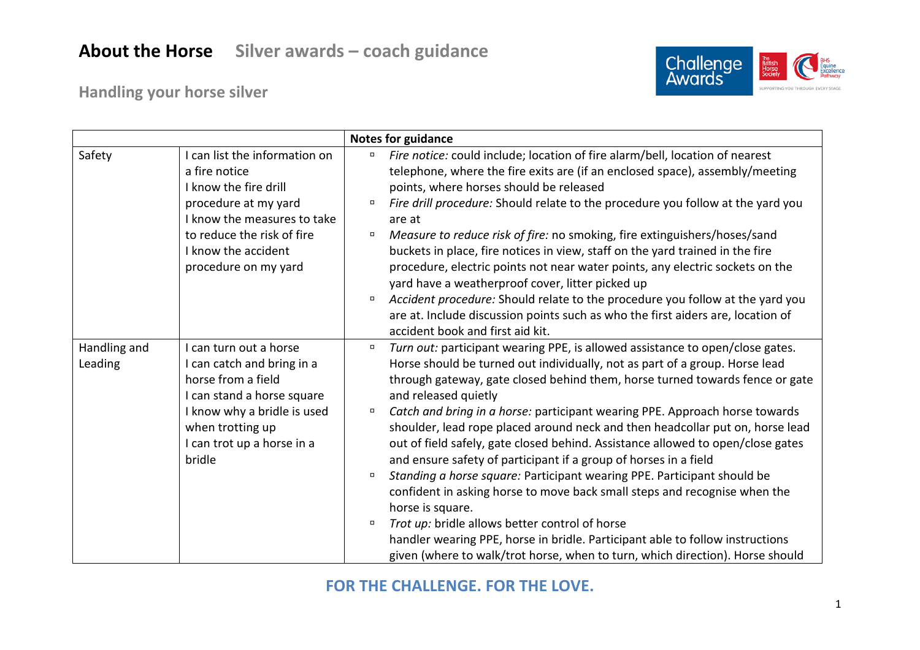# About the Horse Silver awards – coach guidance

## Handling your horse silver

| | | Notes for guidance |
|---|---|---|
| Safety | I can list the information on a fire notice<br>I know the fire drill procedure at my yard<br>I know the measures to take to reduce the risk of fire<br>I know the accident procedure on my yard | ▫ *Fire notice:* could include; location of fire alarm/bell, location of nearest telephone, where the fire exits are (if an enclosed space), assembly/meeting points, where horses should be released<br>▫ *Fire drill procedure:* Should relate to the procedure you follow at the yard you are at<br>▫ *Measure to reduce risk of fire:* no smoking, fire extinguishers/hoses/sand buckets in place, fire notices in view, staff on the yard trained in the fire procedure, electric points not near water points, any electric sockets on the yard have a weatherproof cover, litter picked up<br>▫ *Accident procedure:* Should relate to the procedure you follow at the yard you are at. Include discussion points such as who the first aiders are, location of accident book and first aid kit. |
| Handling and Leading | I can turn out a horse<br>I can catch and bring in a horse from a field<br>I can stand a horse square<br>I know why a bridle is used when trotting up<br>I can trot up a horse in a bridle | ▫ *Turn out:* participant wearing PPE, is allowed assistance to open/close gates. Horse should be turned out individually, not as part of a group. Horse lead through gateway, gate closed behind them, horse turned towards fence or gate and released quietly<br>▫ *Catch and bring in a horse:* participant wearing PPE. Approach horse towards shoulder, lead rope placed around neck and then headcollar put on, horse lead out of field safely, gate closed behind. Assistance allowed to open/close gates and ensure safety of participant if a group of horses in a field<br>▫ *Standing a horse square:* Participant wearing PPE. Participant should be confident in asking horse to move back small steps and recognise when the horse is square.<br>▫ *Trot up:* bridle allows better control of horse<br>handler wearing PPE, horse in bridle. Participant able to follow instructions given (where to walk/trot horse, when to turn, which direction). Horse should |

FOR THE CHALLENGE. FOR THE LOVE.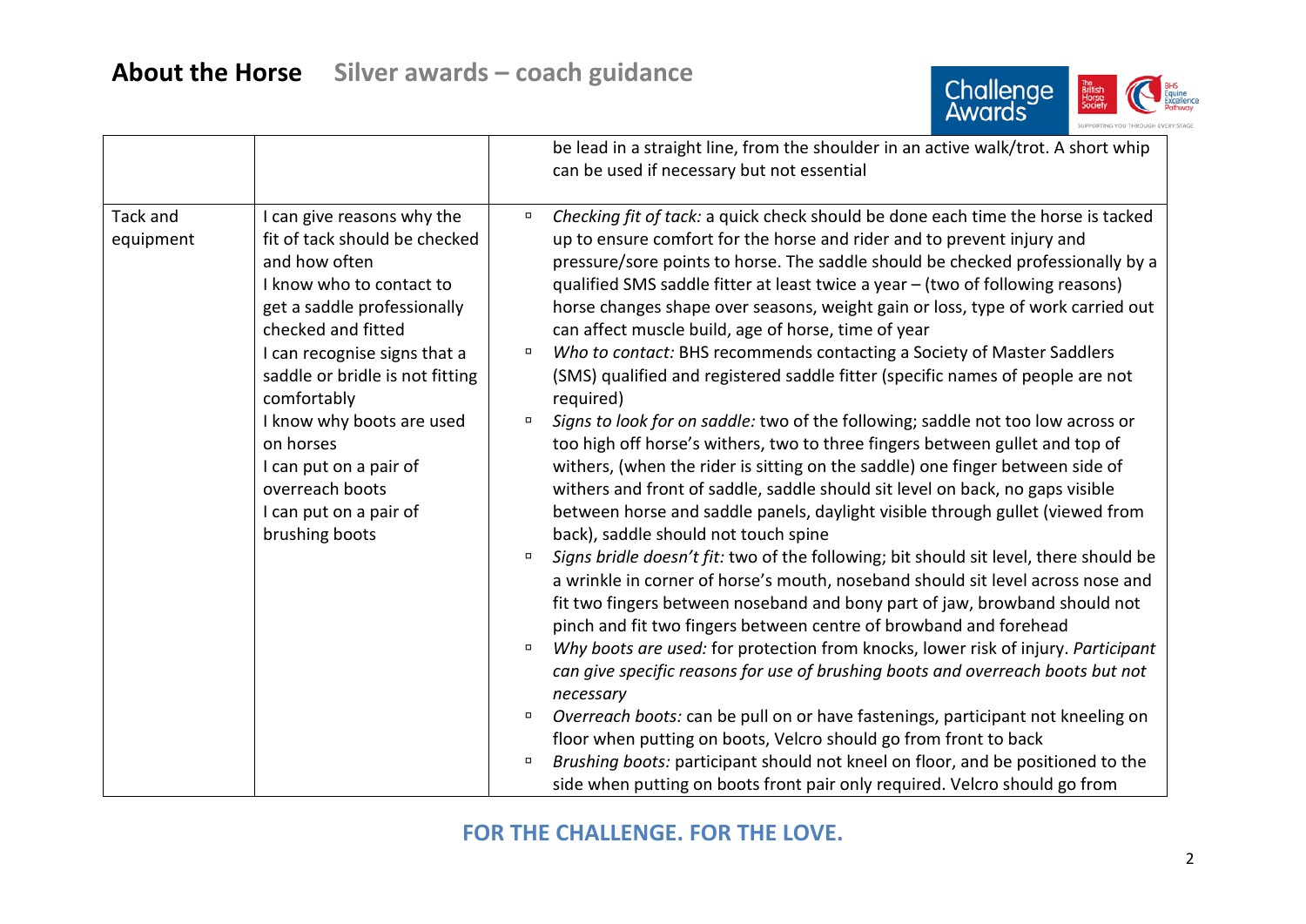| | | |
|---|---|---|
| | | be lead in a straight line, from the shoulder in an active walk/trot. A short whip can be used if necessary but not essential |
| Tack and equipment | I can give reasons why the fit of tack should be checked and how often<br>I know who to contact to get a saddle professionally checked and fitted<br>I can recognise signs that a saddle or bridle is not fitting comfortably<br>I know why boots are used on horses<br>I can put on a pair of overreach boots<br>I can put on a pair of brushing boots | ▫ *Checking fit of tack:* a quick check should be done each time the horse is tacked up to ensure comfort for the horse and rider and to prevent injury and pressure/sore points to horse. The saddle should be checked professionally by a qualified SMS saddle fitter at least twice a year – (two of following reasons) horse changes shape over seasons, weight gain or loss, type of work carried out can affect muscle build, age of horse, time of year<br>▫ *Who to contact:* BHS recommends contacting a Society of Master Saddlers (SMS) qualified and registered saddle fitter (specific names of people are not required)<br>▫ *Signs to look for on saddle:* two of the following; saddle not too low across or too high off horse's withers, two to three fingers between gullet and top of withers, (when the rider is sitting on the saddle) one finger between side of withers and front of saddle, saddle should sit level on back, no gaps visible between horse and saddle panels, daylight visible through gullet (viewed from back), saddle should not touch spine<br>▫ *Signs bridle doesn't fit:* two of the following; bit should sit level, there should be a wrinkle in corner of horse's mouth, noseband should sit level across nose and fit two fingers between noseband and bony part of jaw, browband should not pinch and fit two fingers between centre of browband and forehead<br>▫ *Why boots are used:* for protection from knocks, lower risk of injury. *Participant can give specific reasons for use of brushing boots and overreach boots but not necessary*<br>▫ *Overreach boots:* can be pull on or have fastenings, participant not kneeling on floor when putting on boots, Velcro should go from front to back<br>▫ *Brushing boots:* participant should not kneel on floor, and be positioned to the side when putting on boots front pair only required. Velcro should go from |

FOR THE CHALLENGE. FOR THE LOVE.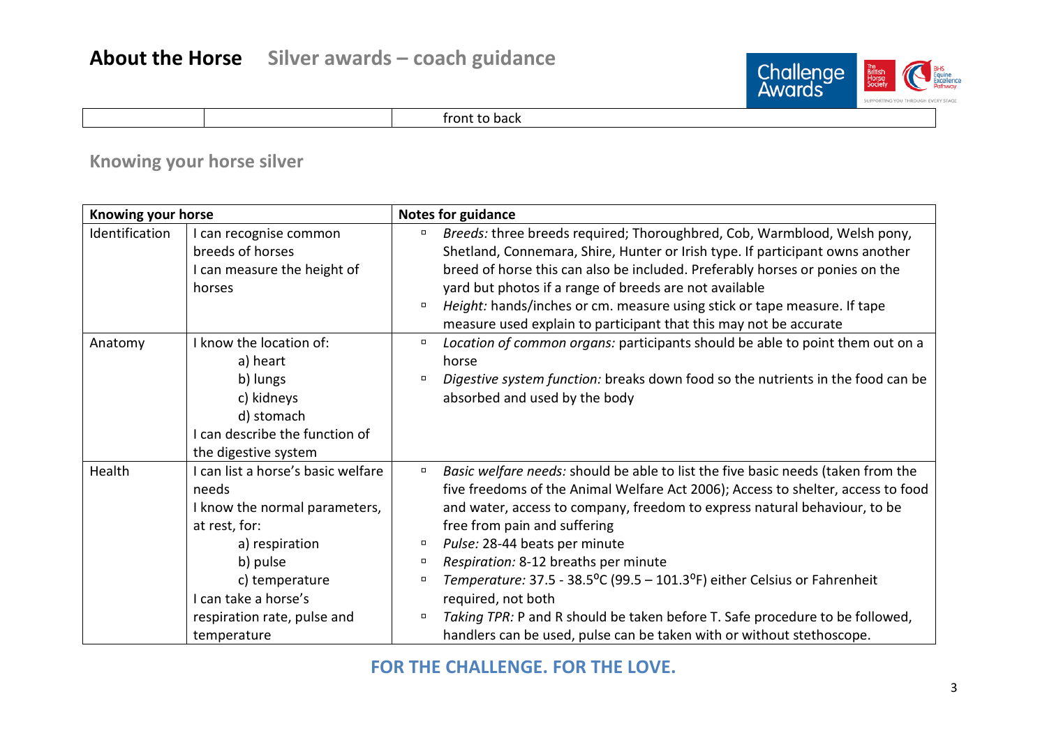|  |  | front to back |
|---|---|---|

## Knowing your horse silver

| Knowing your horse | | Notes for guidance |
|---|---|---|
| Identification | I can recognise common breeds of horses<br>I can measure the height of horses | ▫ *Breeds:* three breeds required; Thoroughbred, Cob, Warmblood, Welsh pony, Shetland, Connemara, Shire, Hunter or Irish type. If participant owns another breed of horse this can also be included. Preferably horses or ponies on the yard but photos if a range of breeds are not available<br>▫ *Height:* hands/inches or cm. measure using stick or tape measure. If tape measure used explain to participant that this may not be accurate |
| Anatomy | I know the location of:<br>a) heart<br>b) lungs<br>c) kidneys<br>d) stomach<br>I can describe the function of the digestive system | ▫ *Location of common organs:* participants should be able to point them out on a horse<br>▫ *Digestive system function:* breaks down food so the nutrients in the food can be absorbed and used by the body |
| Health | I can list a horse's basic welfare needs<br>I know the normal parameters, at rest, for:<br>a) respiration<br>b) pulse<br>c) temperature<br>I can take a horse's respiration rate, pulse and temperature | ▫ *Basic welfare needs:* should be able to list the five basic needs (taken from the five freedoms of the Animal Welfare Act 2006); Access to shelter, access to food and water, access to company, freedom to express natural behaviour, to be free from pain and suffering<br>▫ *Pulse:* 28-44 beats per minute<br>▫ *Respiration:* 8-12 breaths per minute<br>▫ *Temperature:* 37.5 - 38.5°C (99.5 – 101.3°F) either Celsius or Fahrenheit required, not both<br>▫ *Taking TPR:* P and R should be taken before T. Safe procedure to be followed, handlers can be used, pulse can be taken with or without stethoscope. |

**FOR THE CHALLENGE. FOR THE LOVE.**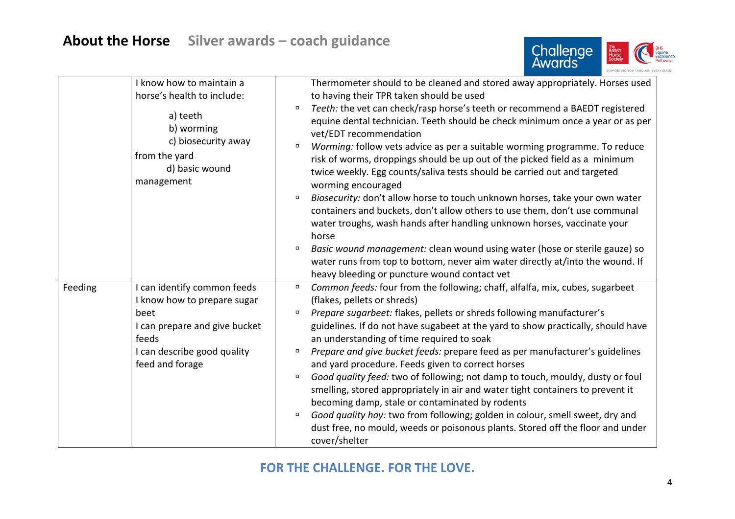| | | |
|---|---|---|
| | I know how to maintain a horse's health to include: a) teeth b) worming c) biosecurity away from the yard d) basic wound management | Thermometer should to be cleaned and stored away appropriately. Horses used to having their TPR taken should be used<br>▫ *Teeth:* the vet can check/rasp horse's teeth or recommend a BAEDT registered equine dental technician. Teeth should be check minimum once a year or as per vet/EDT recommendation<br>▫ *Worming:* follow vets advice as per a suitable worming programme. To reduce risk of worms, droppings should be up out of the picked field as a minimum twice weekly. Egg counts/saliva tests should be carried out and targeted worming encouraged<br>▫ *Biosecurity:* don't allow horse to touch unknown horses, take your own water containers and buckets, don't allow others to use them, don't use communal water troughs, wash hands after handling unknown horses, vaccinate your horse<br>▫ *Basic wound management:* clean wound using water (hose or sterile gauze) so water runs from top to bottom, never aim water directly at/into the wound. If heavy bleeding or puncture wound contact vet |
| Feeding | I can identify common feeds<br>I know how to prepare sugar beet<br>I can prepare and give bucket feeds<br>I can describe good quality feed and forage | ▫ *Common feeds:* four from the following; chaff, alfalfa, mix, cubes, sugarbeet (flakes, pellets or shreds)<br>▫ *Prepare sugarbeet:* flakes, pellets or shreds following manufacturer's guidelines. If do not have sugabeet at the yard to show practically, should have an understanding of time required to soak<br>▫ *Prepare and give bucket feeds:* prepare feed as per manufacturer's guidelines and yard procedure. Feeds given to correct horses<br>▫ *Good quality feed:* two of following; not damp to touch, mouldy, dusty or foul smelling, stored appropriately in air and water tight containers to prevent it becoming damp, stale or contaminated by rodents<br>▫ *Good quality hay:* two from following; golden in colour, smell sweet, dry and dust free, no mould, weeds or poisonous plants. Stored off the floor and under cover/shelter |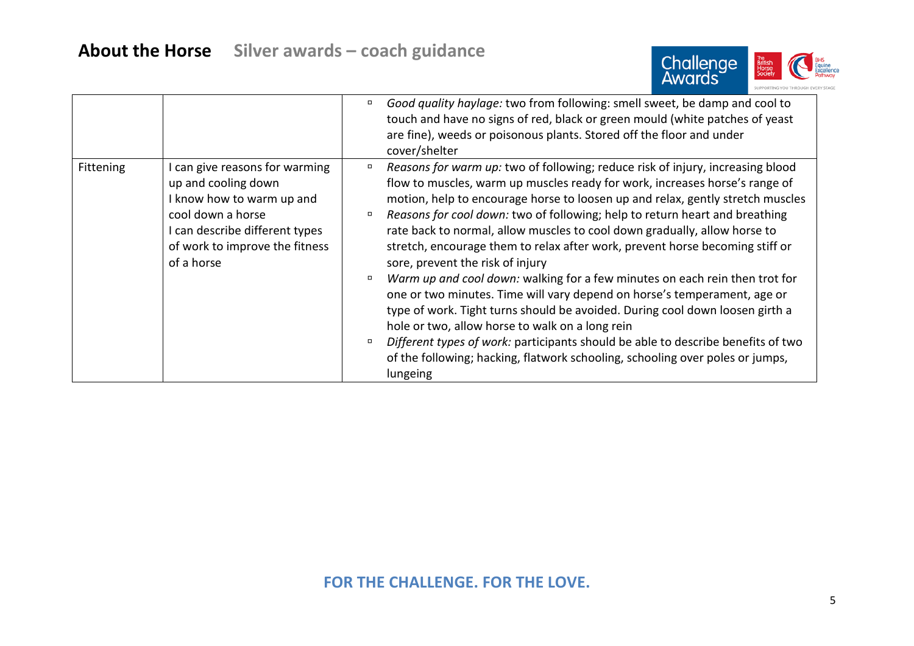| | | |
|---|---|---|
| | | ▫ *Good quality haylage:* two from following: smell sweet, be damp and cool to touch and have no signs of red, black or green mould (white patches of yeast are fine), weeds or poisonous plants. Stored off the floor and under cover/shelter |
| Fittening | I can give reasons for warming up and cooling down<br>I know how to warm up and cool down a horse<br>I can describe different types of work to improve the fitness of a horse | ▫ *Reasons for warm up:* two of following; reduce risk of injury, increasing blood flow to muscles, warm up muscles ready for work, increases horse's range of motion, help to encourage horse to loosen up and relax, gently stretch muscles<br>▫ *Reasons for cool down:* two of following; help to return heart and breathing rate back to normal, allow muscles to cool down gradually, allow horse to stretch, encourage them to relax after work, prevent horse becoming stiff or sore, prevent the risk of injury<br>▫ *Warm up and cool down:* walking for a few minutes on each rein then trot for one or two minutes. Time will vary depend on horse's temperament, age or type of work. Tight turns should be avoided. During cool down loosen girth a hole or two, allow horse to walk on a long rein<br>▫ *Different types of work:* participants should be able to describe benefits of two of the following; hacking, flatwork schooling, schooling over poles or jumps, lungeing |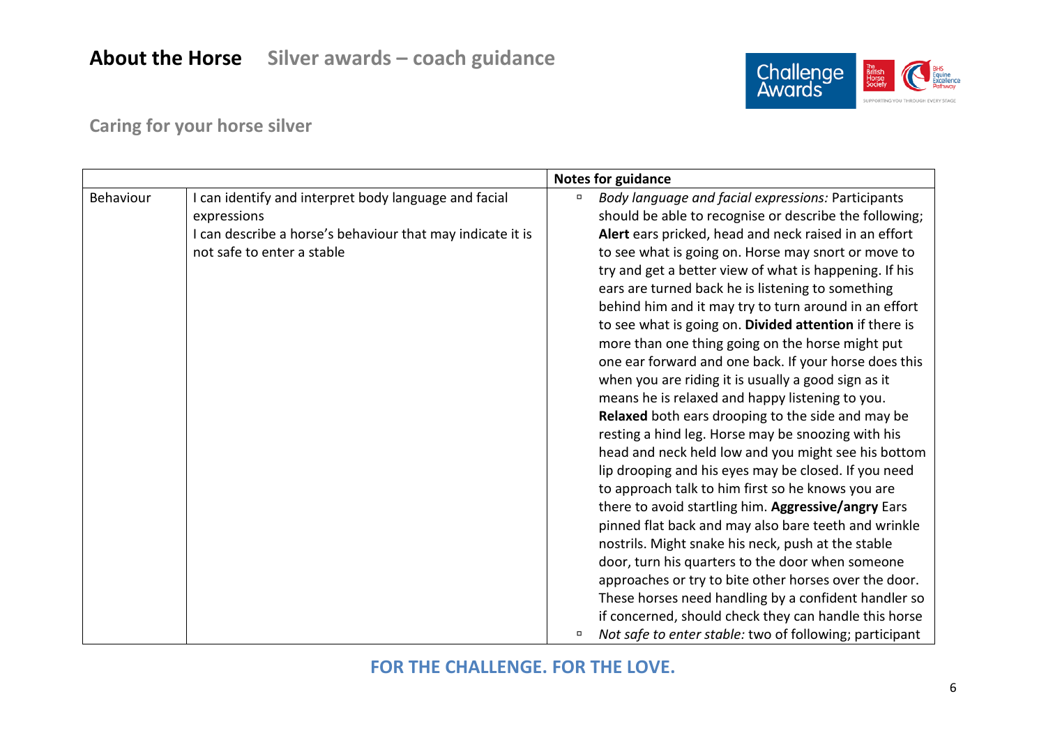# About the Horse   Silver awards – coach guidance

## Caring for your horse silver

| | | Notes for guidance |
|---|---|---|
| Behaviour | I can identify and interpret body language and facial expressions<br>I can describe a horse's behaviour that may indicate it is not safe to enter a stable | ▫ *Body language and facial expressions:* Participants should be able to recognise or describe the following; **Alert** ears pricked, head and neck raised in an effort to see what is going on. Horse may snort or move to try and get a better view of what is happening. If his ears are turned back he is listening to something behind him and it may try to turn around in an effort to see what is going on. **Divided attention** if there is more than one thing going on the horse might put one ear forward and one back. If your horse does this when you are riding it is usually a good sign as it means he is relaxed and happy listening to you. **Relaxed** both ears drooping to the side and may be resting a hind leg. Horse may be snoozing with his head and neck held low and you might see his bottom lip drooping and his eyes may be closed. If you need to approach talk to him first so he knows you are there to avoid startling him. **Aggressive/angry** Ears pinned flat back and may also bare teeth and wrinkle nostrils. Might snake his neck, push at the stable door, turn his quarters to the door when someone approaches or try to bite other horses over the door. These horses need handling by a confident handler so if concerned, should check they can handle this horse<br>▫ *Not safe to enter stable:* two of following; participant |

FOR THE CHALLENGE. FOR THE LOVE.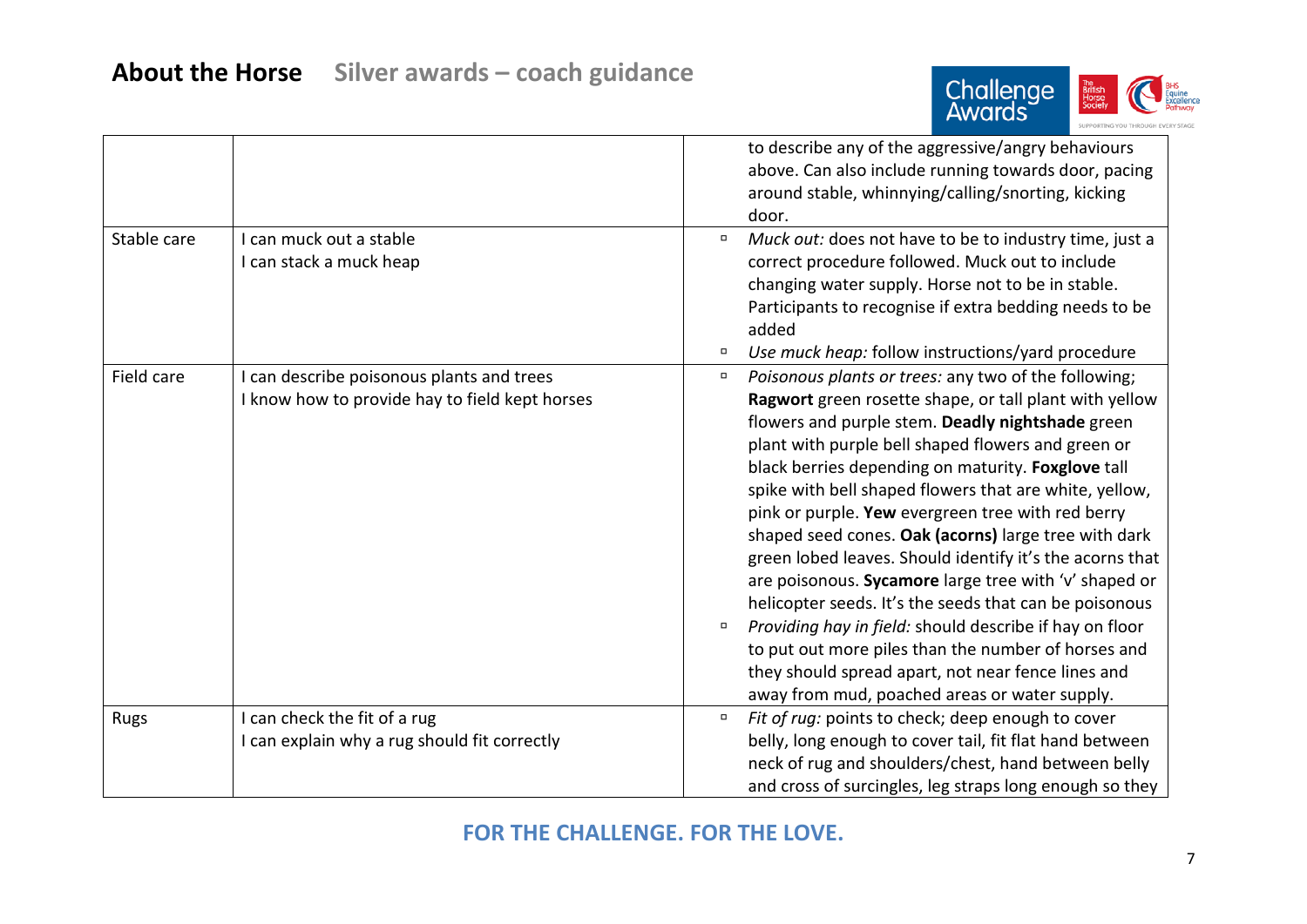| | | |
|---|---|---|
| | | to describe any of the aggressive/angry behaviours above. Can also include running towards door, pacing around stable, whinnying/calling/snorting, kicking door. |
| Stable care | I can muck out a stable<br>I can stack a muck heap | ▫ *Muck out:* does not have to be to industry time, just a correct procedure followed. Muck out to include changing water supply. Horse not to be in stable. Participants to recognise if extra bedding needs to be added<br>▫ *Use muck heap:* follow instructions/yard procedure |
| Field care | I can describe poisonous plants and trees<br>I know how to provide hay to field kept horses | ▫ *Poisonous plants or trees:* any two of the following; **Ragwort** green rosette shape, or tall plant with yellow flowers and purple stem. **Deadly nightshade** green plant with purple bell shaped flowers and green or black berries depending on maturity. **Foxglove** tall spike with bell shaped flowers that are white, yellow, pink or purple. **Yew** evergreen tree with red berry shaped seed cones. **Oak (acorns)** large tree with dark green lobed leaves. Should identify it's the acorns that are poisonous. **Sycamore** large tree with 'v' shaped or helicopter seeds. It's the seeds that can be poisonous<br>▫ *Providing hay in field:* should describe if hay on floor to put out more piles than the number of horses and they should spread apart, not near fence lines and away from mud, poached areas or water supply. |
| Rugs | I can check the fit of a rug<br>I can explain why a rug should fit correctly | ▫ *Fit of rug:* points to check; deep enough to cover belly, long enough to cover tail, fit flat hand between neck of rug and shoulders/chest, hand between belly and cross of surcingles, leg straps long enough so they |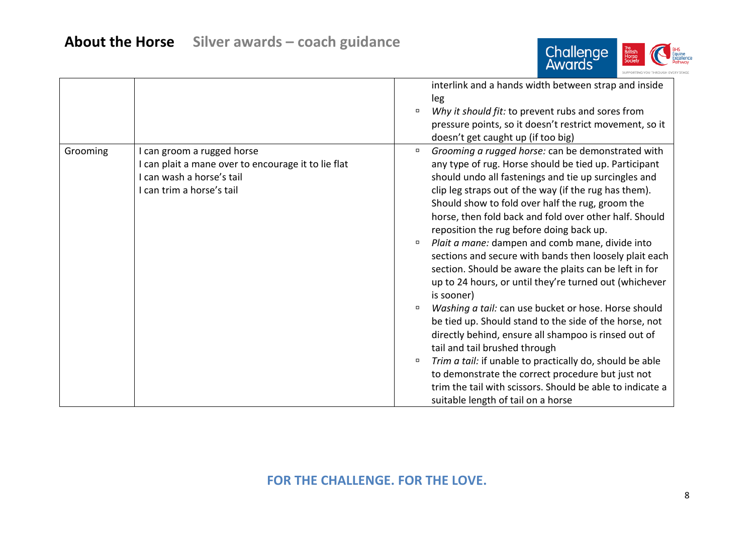| | | |
|---|---|---|
| | | interlink and a hands width between strap and inside leg<br>▫ *Why it should fit:* to prevent rubs and sores from pressure points, so it doesn't restrict movement, so it doesn't get caught up (if too big) |
| Grooming | I can groom a rugged horse<br>I can plait a mane over to encourage it to lie flat<br>I can wash a horse's tail<br>I can trim a horse's tail | ▫ *Grooming a rugged horse:* can be demonstrated with any type of rug. Horse should be tied up. Participant should undo all fastenings and tie up surcingles and clip leg straps out of the way (if the rug has them). Should show to fold over half the rug, groom the horse, then fold back and fold over other half. Should reposition the rug before doing back up.<br>▫ *Plait a mane:* dampen and comb mane, divide into sections and secure with bands then loosely plait each section. Should be aware the plaits can be left in for up to 24 hours, or until they're turned out (whichever is sooner)<br>▫ *Washing a tail:* can use bucket or hose. Horse should be tied up. Should stand to the side of the horse, not directly behind, ensure all shampoo is rinsed out of tail and tail brushed through<br>▫ *Trim a tail:* if unable to practically do, should be able to demonstrate the correct procedure but just not trim the tail with scissors. Should be able to indicate a suitable length of tail on a horse |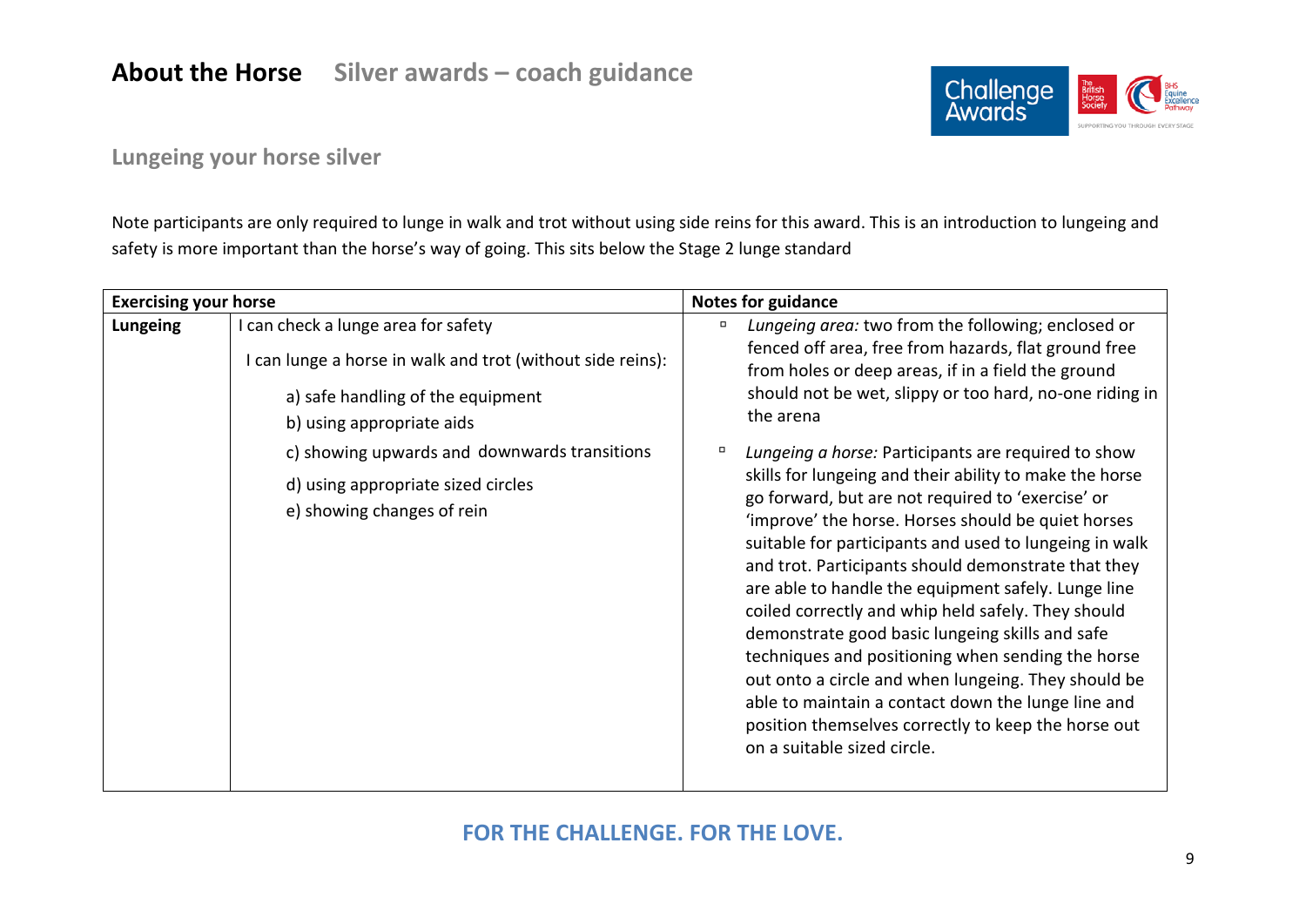# About the Horse Silver awards – coach guidance

## Lungeing your horse silver

Note participants are only required to lunge in walk and trot without using side reins for this award. This is an introduction to lungeing and safety is more important than the horse's way of going. This sits below the Stage 2 lunge standard

| Exercising your horse | | Notes for guidance |
|---|---|---|
| **Lungeing** | I can check a lunge area for safety<br><br>I can lunge a horse in walk and trot (without side reins):<br><br>a) safe handling of the equipment<br>b) using appropriate aids<br>c) showing upwards and downwards transitions<br>d) using appropriate sized circles<br>e) showing changes of rein | - *Lungeing area:* two from the following; enclosed or fenced off area, free from hazards, flat ground free from holes or deep areas, if in a field the ground should not be wet, slippy or too hard, no-one riding in the arena<br>- *Lungeing a horse:* Participants are required to show skills for lungeing and their ability to make the horse go forward, but are not required to 'exercise' or 'improve' the horse. Horses should be quiet horses suitable for participants and used to lungeing in walk and trot. Participants should demonstrate that they are able to handle the equipment safely. Lunge line coiled correctly and whip held safely. They should demonstrate good basic lungeing skills and safe techniques and positioning when sending the horse out onto a circle and when lungeing. They should be able to maintain a contact down the lunge line and position themselves correctly to keep the horse out on a suitable sized circle. |

FOR THE CHALLENGE. FOR THE LOVE.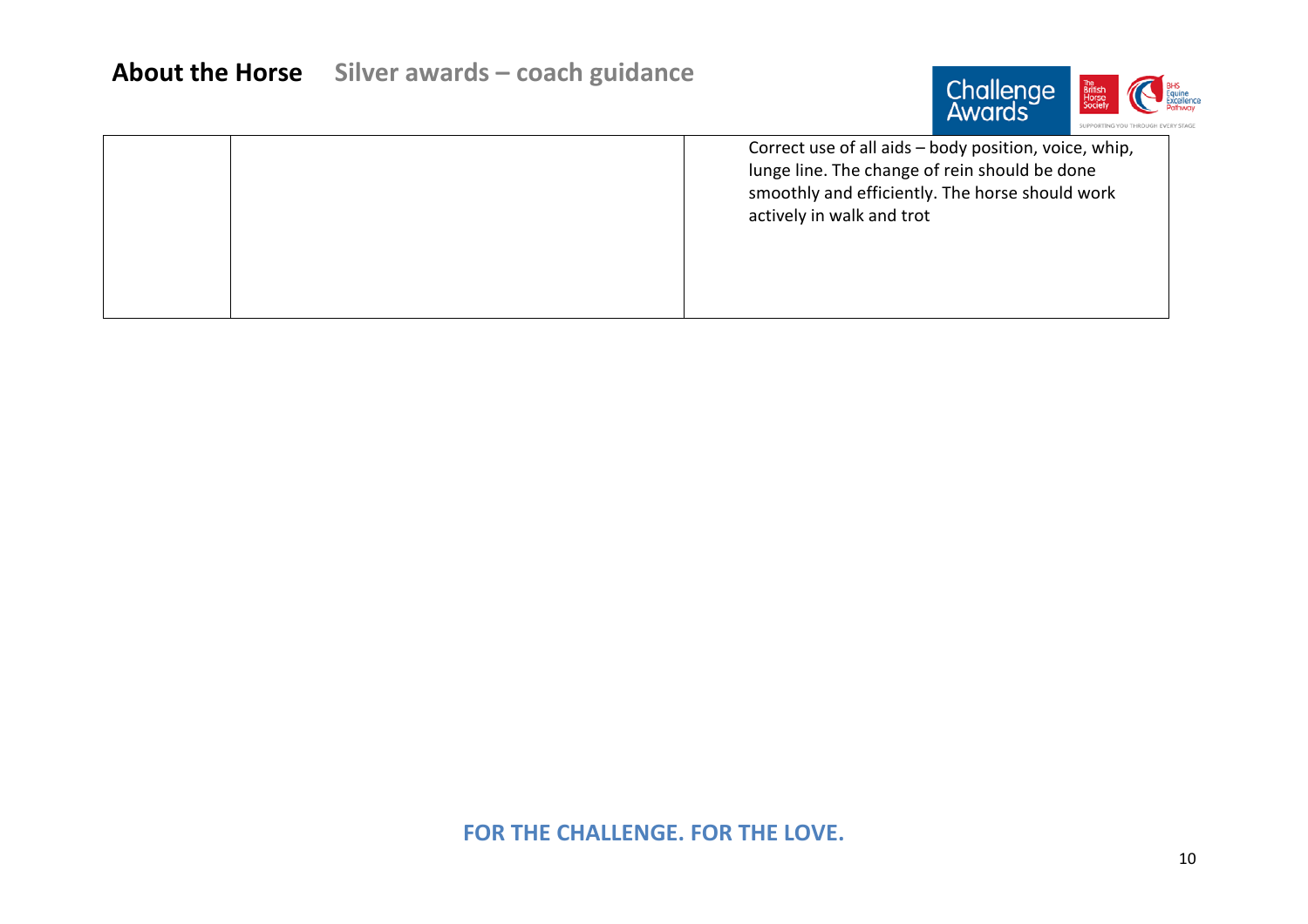| | | |
|---|---|---|
| | | Correct use of all aids – body position, voice, whip, lunge line. The change of rein should be done smoothly and efficiently. The horse should work actively in walk and trot |

FOR THE CHALLENGE. FOR THE LOVE.